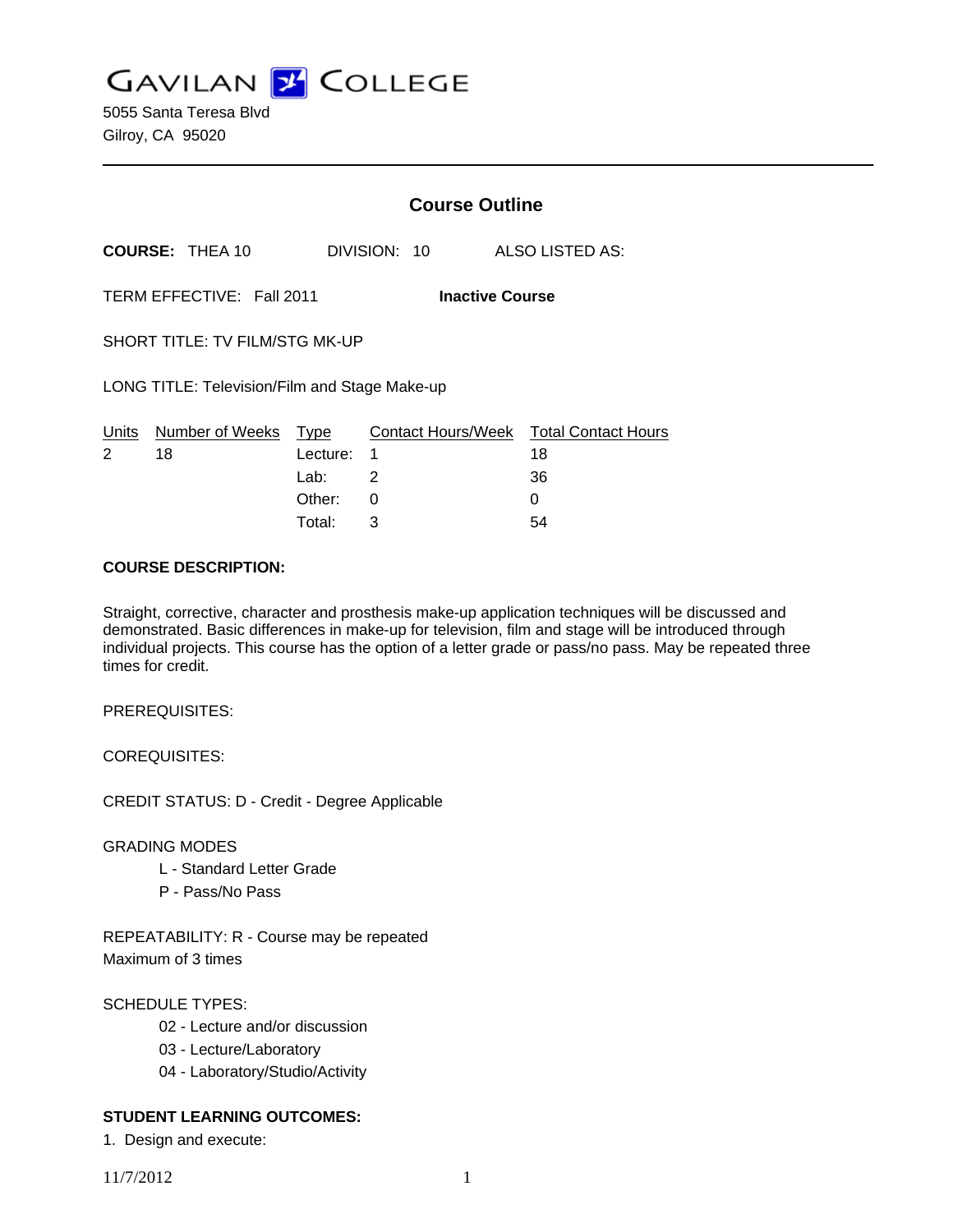GAVILAN COLLEGE

5055 Santa Teresa Blvd
Gilroy, CA 95020

---

## Course Outline

**COURSE:** THEA 10 DIVISION: 10 ALSO LISTED AS:

TERM EFFECTIVE: Fall 2011 **Inactive Course**

SHORT TITLE: TV FILM/STG MK-UP

LONG TITLE: Television/Film and Stage Make-up

| Units | Number of Weeks | Type | Contact Hours/Week | Total Contact Hours |
|---|---|---|---|---|
| 2 | 18 | Lecture: | 1 | 18 |
| | | Lab: | 2 | 36 |
| | | Other: | 0 | 0 |
| | | Total: | 3 | 54 |

**COURSE DESCRIPTION:**

Straight, corrective, character and prosthesis make-up application techniques will be discussed and demonstrated. Basic differences in make-up for television, film and stage will be introduced through individual projects. This course has the option of a letter grade or pass/no pass. May be repeated three times for credit.

PREREQUISITES:

COREQUISITES:

CREDIT STATUS: D - Credit - Degree Applicable

GRADING MODES

- L - Standard Letter Grade
- P - Pass/No Pass

REPEATABILITY: R - Course may be repeated
Maximum of 3 times

SCHEDULE TYPES:

- 02 - Lecture and/or discussion
- 03 - Lecture/Laboratory
- 04 - Laboratory/Studio/Activity

**STUDENT LEARNING OUTCOMES:**

1. Design and execute: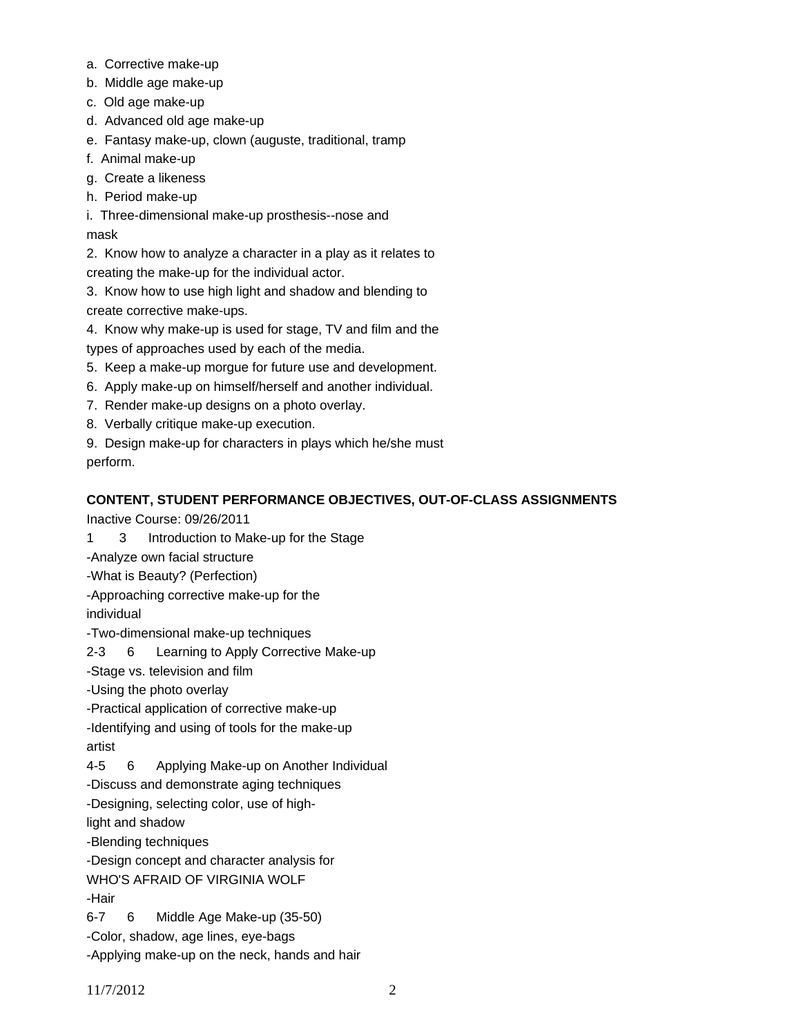a. Corrective make-up
b. Middle age make-up
c. Old age make-up
d. Advanced old age make-up
e. Fantasy make-up, clown (auguste, traditional, tramp
f. Animal make-up
g. Create a likeness
h. Period make-up
i. Three-dimensional make-up prosthesis--nose and mask

2. Know how to analyze a character in a play as it relates to creating the make-up for the individual actor.
3. Know how to use high light and shadow and blending to create corrective make-ups.
4. Know why make-up is used for stage, TV and film and the types of approaches used by each of the media.
5. Keep a make-up morgue for future use and development.
6. Apply make-up on himself/herself and another individual.
7. Render make-up designs on a photo overlay.
8. Verbally critique make-up execution.
9. Design make-up for characters in plays which he/she must perform.

**CONTENT, STUDENT PERFORMANCE OBJECTIVES, OUT-OF-CLASS ASSIGNMENTS**

Inactive Course: 09/26/2011

1 3 Introduction to Make-up for the Stage
-Analyze own facial structure
-What is Beauty? (Perfection)
-Approaching corrective make-up for the individual
-Two-dimensional make-up techniques

2-3 6 Learning to Apply Corrective Make-up
-Stage vs. television and film
-Using the photo overlay
-Practical application of corrective make-up
-Identifying and using of tools for the make-up artist

4-5 6 Applying Make-up on Another Individual
-Discuss and demonstrate aging techniques
-Designing, selecting color, use of high-light and shadow
-Blending techniques
-Design concept and character analysis for WHO'S AFRAID OF VIRGINIA WOLF
-Hair

6-7 6 Middle Age Make-up (35-50)
-Color, shadow, age lines, eye-bags
-Applying make-up on the neck, hands and hair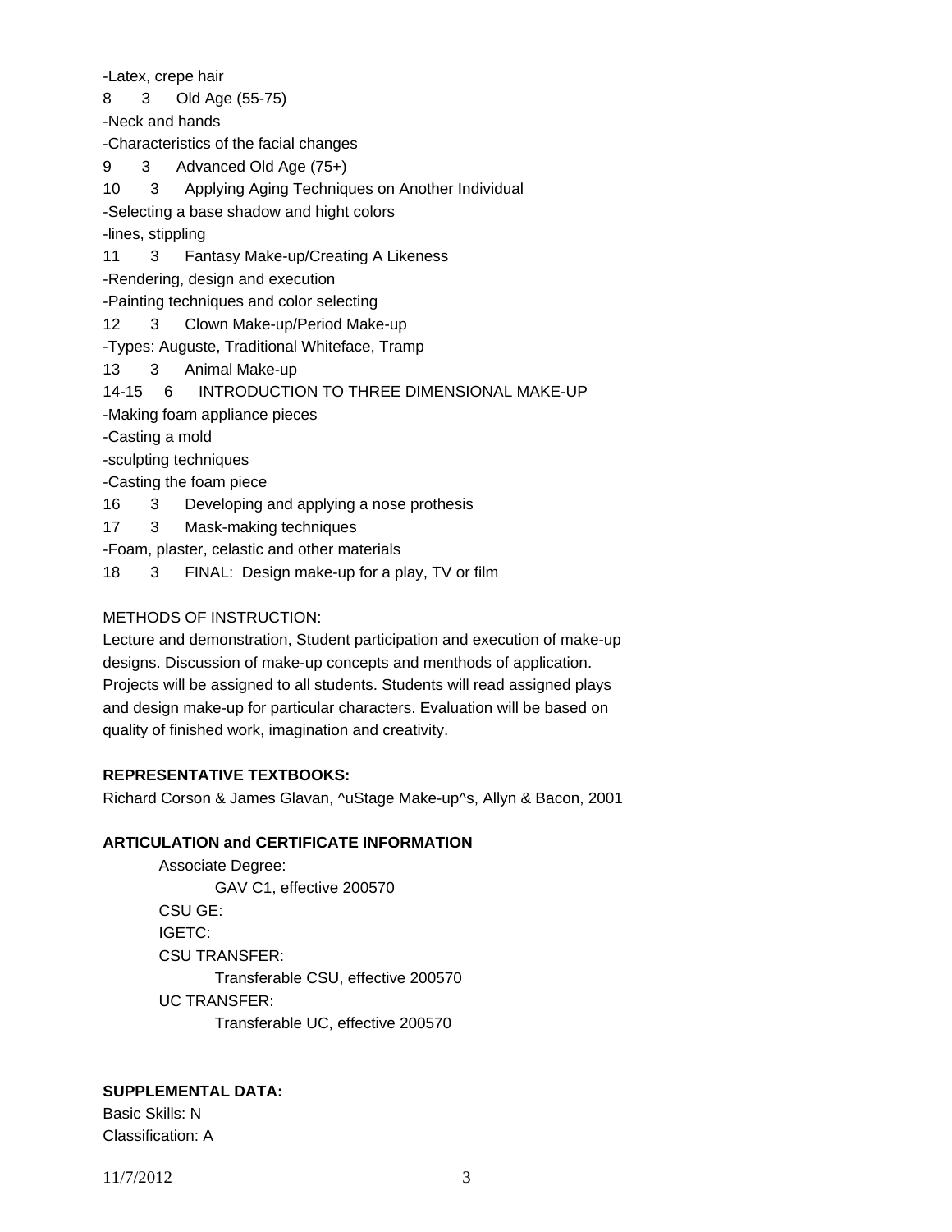-Latex, crepe hair

8 3 Old Age (55-75)

-Neck and hands

-Characteristics of the facial changes

9 3 Advanced Old Age (75+)

10 3 Applying Aging Techniques on Another Individual

-Selecting a base shadow and hight colors

-lines, stippling

11 3 Fantasy Make-up/Creating A Likeness

-Rendering, design and execution

-Painting techniques and color selecting

12 3 Clown Make-up/Period Make-up

-Types: Auguste, Traditional Whiteface, Tramp

13 3 Animal Make-up

14-15 6 INTRODUCTION TO THREE DIMENSIONAL MAKE-UP

-Making foam appliance pieces

-Casting a mold

-sculpting techniques

-Casting the foam piece

16 3 Developing and applying a nose prothesis

17 3 Mask-making techniques

-Foam, plaster, celastic and other materials

18 3 FINAL: Design make-up for a play, TV or film

METHODS OF INSTRUCTION:

Lecture and demonstration, Student participation and execution of make-up designs. Discussion of make-up concepts and menthods of application. Projects will be assigned to all students. Students will read assigned plays and design make-up for particular characters. Evaluation will be based on quality of finished work, imagination and creativity.

**REPRESENTATIVE TEXTBOOKS:**

Richard Corson & James Glavan, ^uStage Make-up^s, Allyn & Bacon, 2001

**ARTICULATION and CERTIFICATE INFORMATION**

Associate Degree:
    GAV C1, effective 200570
CSU GE:
IGETC:
CSU TRANSFER:
    Transferable CSU, effective 200570
UC TRANSFER:
    Transferable UC, effective 200570

**SUPPLEMENTAL DATA:**

Basic Skills: N
Classification: A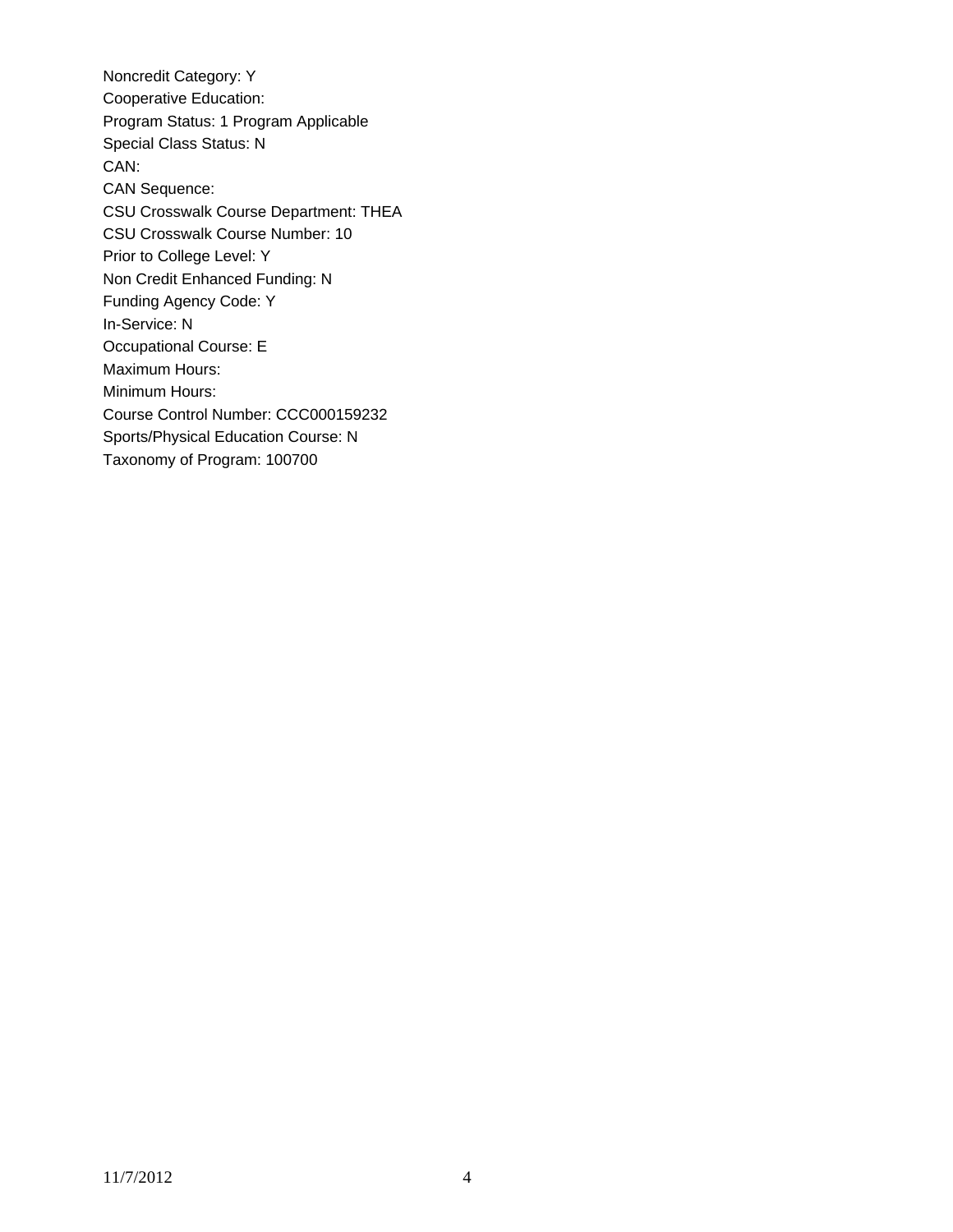Noncredit Category: Y
Cooperative Education:
Program Status: 1 Program Applicable
Special Class Status: N
CAN:
CAN Sequence:
CSU Crosswalk Course Department: THEA
CSU Crosswalk Course Number: 10
Prior to College Level: Y
Non Credit Enhanced Funding: N
Funding Agency Code: Y
In-Service: N
Occupational Course: E
Maximum Hours:
Minimum Hours:
Course Control Number: CCC000159232
Sports/Physical Education Course: N
Taxonomy of Program: 100700